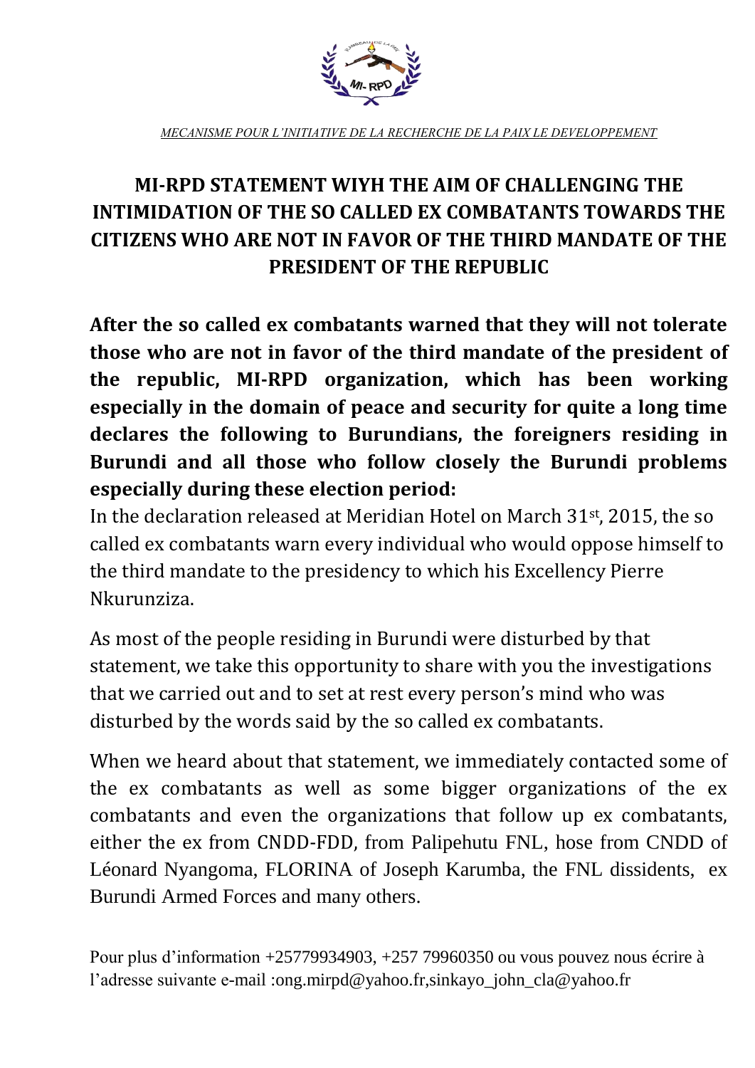*MECANISME POUR L'INITIATIVE DE LA RECHERCHE DE LA PAIX LE DEVELOPPEMENT*

# MI-RPD STATEMENT WIYH THE AIM OF CHALLENGING THE INTIMIDATION OF THE SO CALLED EX COMBATANTS TOWARDS THE CITIZENS WHO ARE NOT IN FAVOR OF THE THIRD MANDATE OF THE PRESIDENT OF THE REPUBLIC

**After the so called ex combatants warned that they will not tolerate those who are not in favor of the third mandate of the president of the republic, MI-RPD organization, which has been working especially in the domain of peace and security for quite a long time declares the following to Burundians, the foreigners residing in Burundi and all those who follow closely the Burundi problems especially during these election period:**

In the declaration released at Meridian Hotel on March 31st, 2015, the so called ex combatants warn every individual who would oppose himself to the third mandate to the presidency to which his Excellency Pierre Nkurunziza.

As most of the people residing in Burundi were disturbed by that statement, we take this opportunity to share with you the investigations that we carried out and to set at rest every person's mind who was disturbed by the words said by the so called ex combatants.

When we heard about that statement, we immediately contacted some of the ex combatants as well as some bigger organizations of the ex combatants and even the organizations that follow up ex combatants, either the ex from CNDD-FDD, from Palipehutu FNL, hose from CNDD of Léonard Nyangoma, FLORINA of Joseph Karumba, the FNL dissidents, ex Burundi Armed Forces and many others.

Pour plus d'information +25779934903, +257 79960350 ou vous pouvez nous écrire à l'adresse suivante e-mail :ong.mirpd@yahoo.fr,sinkayo_john_cla@yahoo.fr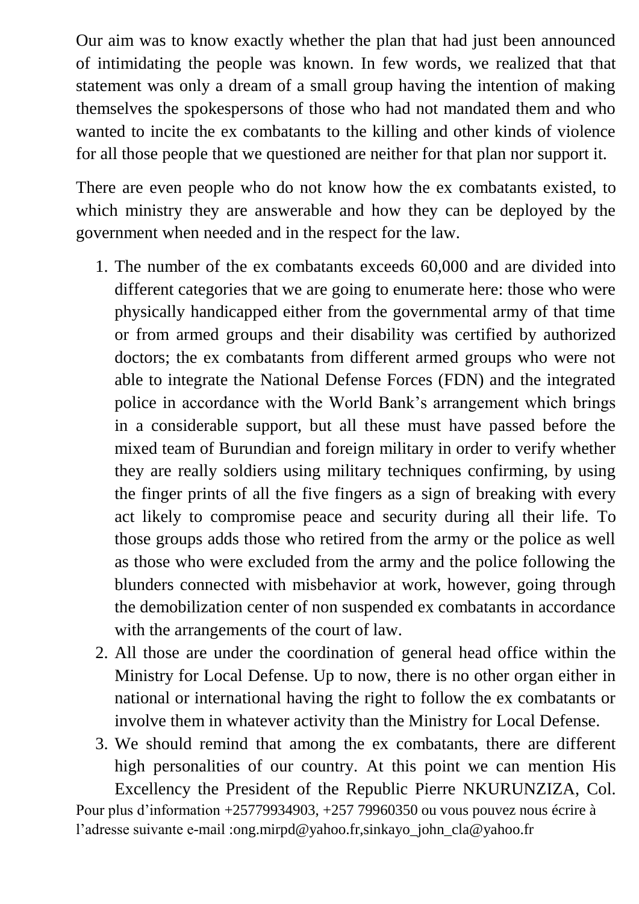Our aim was to know exactly whether the plan that had just been announced of intimidating the people was known. In few words, we realized that that statement was only a dream of a small group having the intention of making themselves the spokespersons of those who had not mandated them and who wanted to incite the ex combatants to the killing and other kinds of violence for all those people that we questioned are neither for that plan nor support it.

There are even people who do not know how the ex combatants existed, to which ministry they are answerable and how they can be deployed by the government when needed and in the respect for the law.

1. The number of the ex combatants exceeds 60,000 and are divided into different categories that we are going to enumerate here: those who were physically handicapped either from the governmental army of that time or from armed groups and their disability was certified by authorized doctors; the ex combatants from different armed groups who were not able to integrate the National Defense Forces (FDN) and the integrated police in accordance with the World Bank's arrangement which brings in a considerable support, but all these must have passed before the mixed team of Burundian and foreign military in order to verify whether they are really soldiers using military techniques confirming, by using the finger prints of all the five fingers as a sign of breaking with every act likely to compromise peace and security during all their life. To those groups adds those who retired from the army or the police as well as those who were excluded from the army and the police following the blunders connected with misbehavior at work, however, going through the demobilization center of non suspended ex combatants in accordance with the arrangements of the court of law.
2. All those are under the coordination of general head office within the Ministry for Local Defense. Up to now, there is no other organ either in national or international having the right to follow the ex combatants or involve them in whatever activity than the Ministry for Local Defense.
3. We should remind that among the ex combatants, there are different high personalities of our country. At this point we can mention His Excellency the President of the Republic Pierre NKURUNZIZA, Col.

Pour plus d'information +25779934903, +257 79960350 ou vous pouvez nous écrire à l'adresse suivante e-mail :ong.mirpd@yahoo.fr,sinkayo_john_cla@yahoo.fr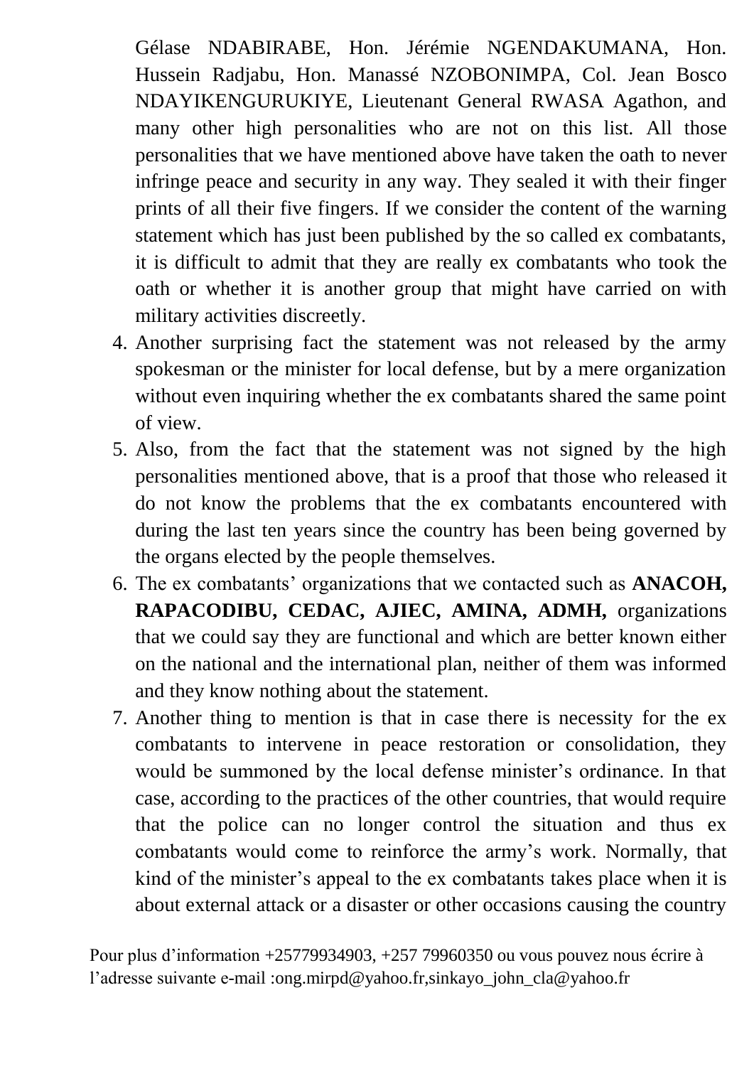Gélase NDABIRABE, Hon. Jérémie NGENDAKUMANA, Hon. Hussein Radjabu, Hon. Manassé NZOBONIMPA, Col. Jean Bosco NDAYIKENGURUKIYE, Lieutenant General RWASA Agathon, and many other high personalities who are not on this list. All those personalities that we have mentioned above have taken the oath to never infringe peace and security in any way. They sealed it with their finger prints of all their five fingers. If we consider the content of the warning statement which has just been published by the so called ex combatants, it is difficult to admit that they are really ex combatants who took the oath or whether it is another group that might have carried on with military activities discreetly.

4. Another surprising fact the statement was not released by the army spokesman or the minister for local defense, but by a mere organization without even inquiring whether the ex combatants shared the same point of view.
5. Also, from the fact that the statement was not signed by the high personalities mentioned above, that is a proof that those who released it do not know the problems that the ex combatants encountered with during the last ten years since the country has been being governed by the organs elected by the people themselves.
6. The ex combatants' organizations that we contacted such as **ANACOH, RAPACODIBU, CEDAC, AJIEC, AMINA, ADMH,** organizations that we could say they are functional and which are better known either on the national and the international plan, neither of them was informed and they know nothing about the statement.
7. Another thing to mention is that in case there is necessity for the ex combatants to intervene in peace restoration or consolidation, they would be summoned by the local defense minister's ordinance. In that case, according to the practices of the other countries, that would require that the police can no longer control the situation and thus ex combatants would come to reinforce the army's work. Normally, that kind of the minister's appeal to the ex combatants takes place when it is about external attack or a disaster or other occasions causing the country

Pour plus d'information +25779934903, +257 79960350 ou vous pouvez nous écrire à l'adresse suivante e-mail :ong.mirpd@yahoo.fr,sinkayo_john_cla@yahoo.fr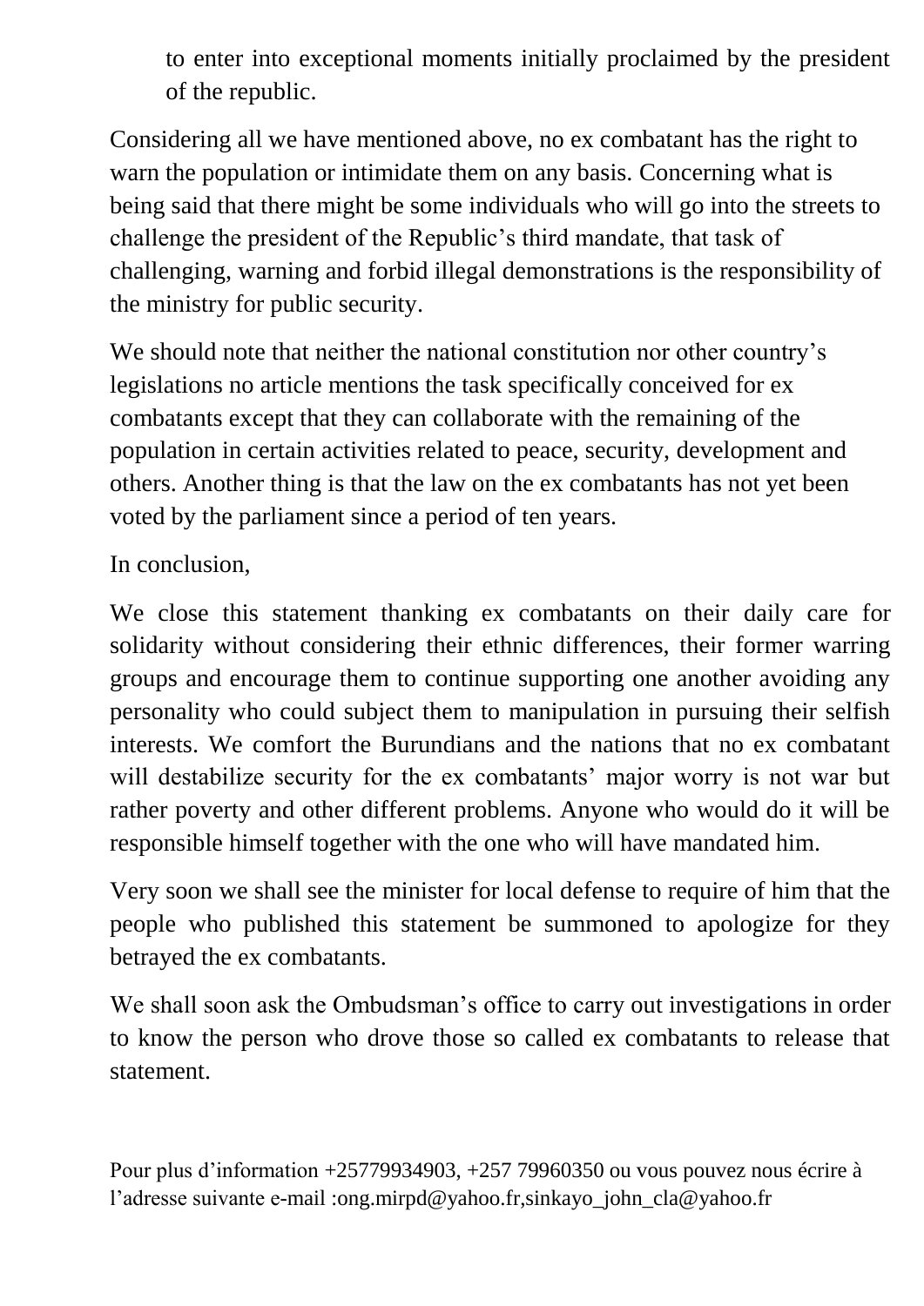to enter into exceptional moments initially proclaimed by the president of the republic.

Considering all we have mentioned above, no ex combatant has the right to warn the population or intimidate them on any basis. Concerning what is being said that there might be some individuals who will go into the streets to challenge the president of the Republic's third mandate, that task of challenging, warning and forbid illegal demonstrations is the responsibility of the ministry for public security.

We should note that neither the national constitution nor other country's legislations no article mentions the task specifically conceived for ex combatants except that they can collaborate with the remaining of the population in certain activities related to peace, security, development and others. Another thing is that the law on the ex combatants has not yet been voted by the parliament since a period of ten years.

In conclusion,

We close this statement thanking ex combatants on their daily care for solidarity without considering their ethnic differences, their former warring groups and encourage them to continue supporting one another avoiding any personality who could subject them to manipulation in pursuing their selfish interests. We comfort the Burundians and the nations that no ex combatant will destabilize security for the ex combatants' major worry is not war but rather poverty and other different problems. Anyone who would do it will be responsible himself together with the one who will have mandated him.

Very soon we shall see the minister for local defense to require of him that the people who published this statement be summoned to apologize for they betrayed the ex combatants.

We shall soon ask the Ombudsman's office to carry out investigations in order to know the person who drove those so called ex combatants to release that statement.

Pour plus d'information +25779934903, +257 79960350 ou vous pouvez nous écrire à l'adresse suivante e-mail :ong.mirpd@yahoo.fr,sinkayo_john_cla@yahoo.fr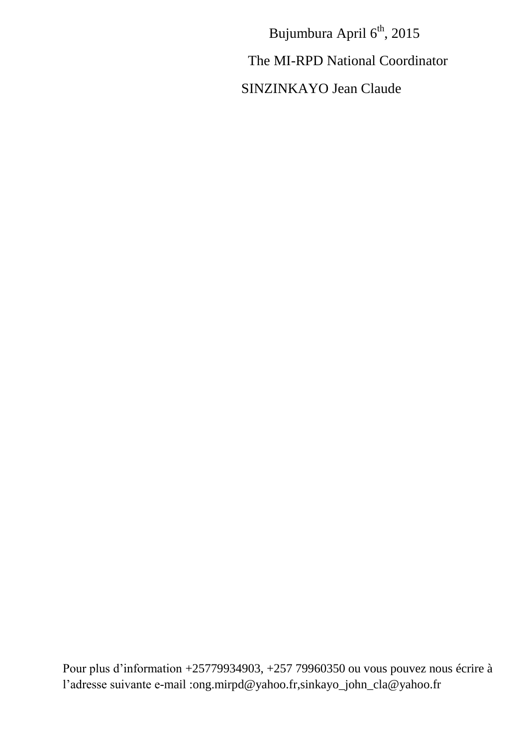Bujumbura April 6th, 2015

The MI-RPD National Coordinator

SINZINKAYO Jean Claude

Pour plus d'information +25779934903, +257 79960350 ou vous pouvez nous écrire à l'adresse suivante e-mail :ong.mirpd@yahoo.fr,sinkayo_john_cla@yahoo.fr